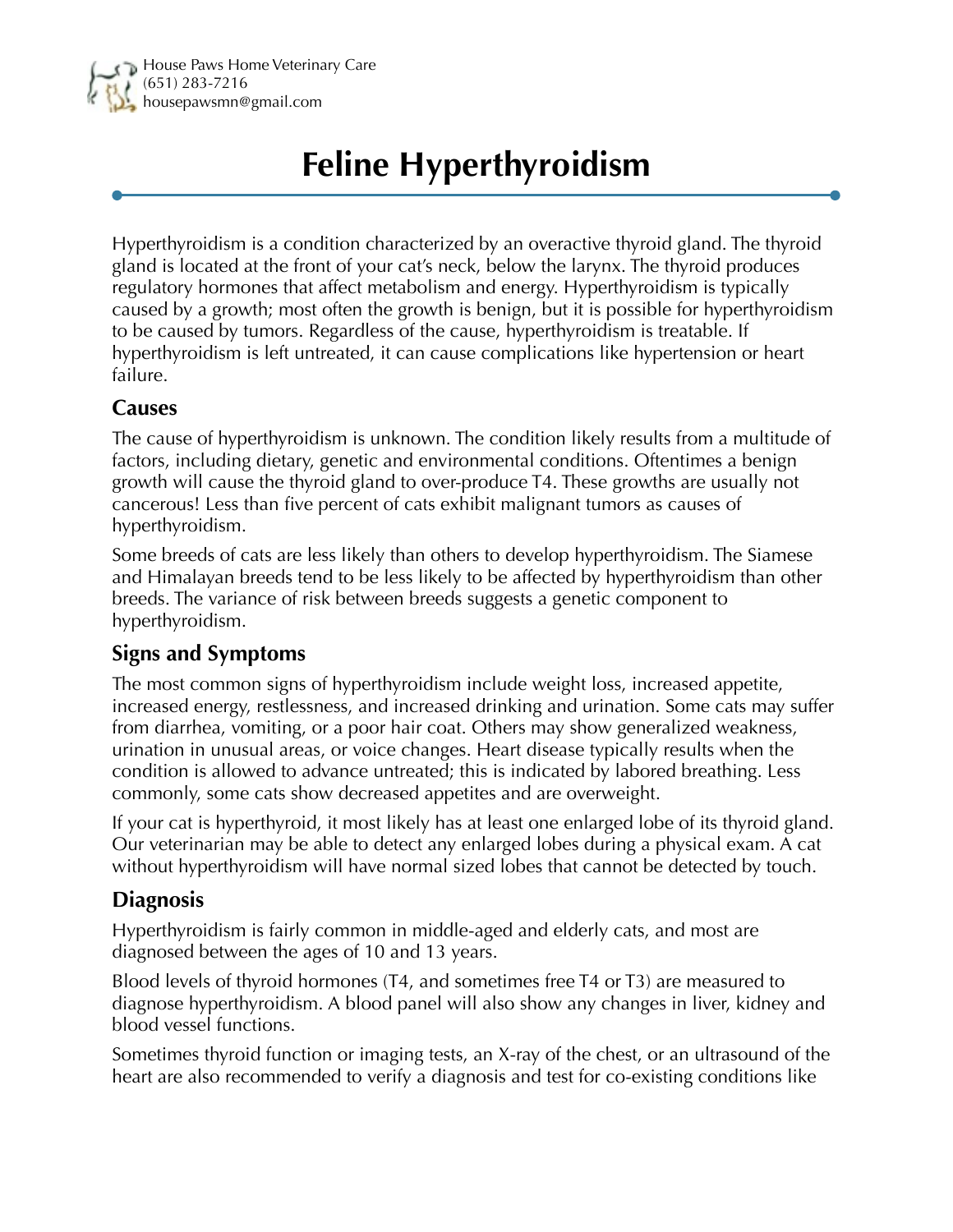House Paws Home Veterinary Care
(651) 283-7216
housepawsmn@gmail.com

# Feline Hyperthyroidism

Hyperthyroidism is a condition characterized by an overactive thyroid gland. The thyroid gland is located at the front of your cat's neck, below the larynx. The thyroid produces regulatory hormones that affect metabolism and energy. Hyperthyroidism is typically caused by a growth; most often the growth is benign, but it is possible for hyperthyroidism to be caused by tumors. Regardless of the cause, hyperthyroidism is treatable. If hyperthyroidism is left untreated, it can cause complications like hypertension or heart failure.

## Causes

The cause of hyperthyroidism is unknown. The condition likely results from a multitude of factors, including dietary, genetic and environmental conditions. Oftentimes a benign growth will cause the thyroid gland to over-produce T4. These growths are usually not cancerous! Less than five percent of cats exhibit malignant tumors as causes of hyperthyroidism.

Some breeds of cats are less likely than others to develop hyperthyroidism. The Siamese and Himalayan breeds tend to be less likely to be affected by hyperthyroidism than other breeds. The variance of risk between breeds suggests a genetic component to hyperthyroidism.

## Signs and Symptoms

The most common signs of hyperthyroidism include weight loss, increased appetite, increased energy, restlessness, and increased drinking and urination. Some cats may suffer from diarrhea, vomiting, or a poor hair coat. Others may show generalized weakness, urination in unusual areas, or voice changes. Heart disease typically results when the condition is allowed to advance untreated; this is indicated by labored breathing. Less commonly, some cats show decreased appetites and are overweight.

If your cat is hyperthyroid, it most likely has at least one enlarged lobe of its thyroid gland. Our veterinarian may be able to detect any enlarged lobes during a physical exam. A cat without hyperthyroidism will have normal sized lobes that cannot be detected by touch.

## Diagnosis

Hyperthyroidism is fairly common in middle-aged and elderly cats, and most are diagnosed between the ages of 10 and 13 years.

Blood levels of thyroid hormones (T4, and sometimes free T4 or T3) are measured to diagnose hyperthyroidism. A blood panel will also show any changes in liver, kidney and blood vessel functions.

Sometimes thyroid function or imaging tests, an X-ray of the chest, or an ultrasound of the heart are also recommended to verify a diagnosis and test for co-existing conditions like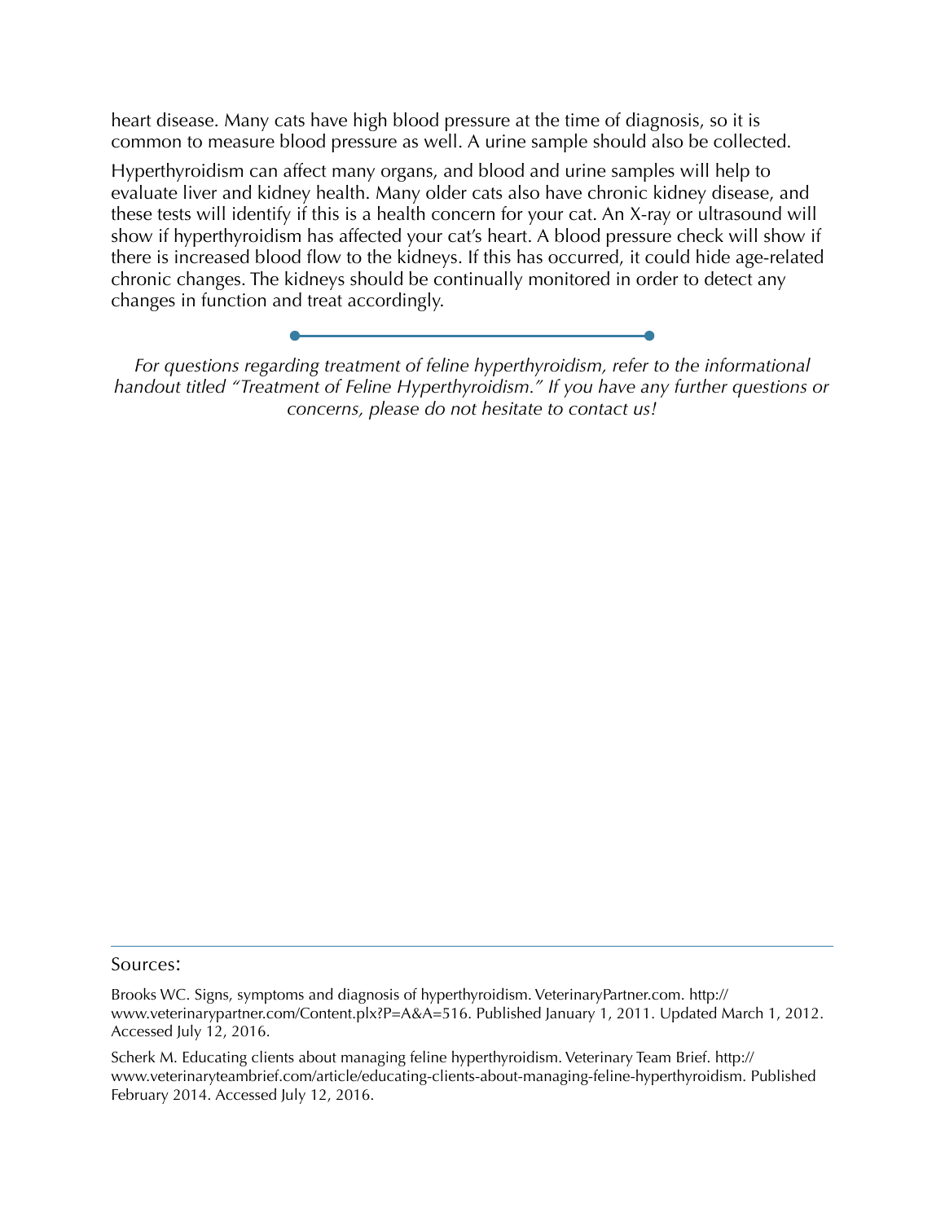heart disease. Many cats have high blood pressure at the time of diagnosis, so it is common to measure blood pressure as well. A urine sample should also be collected.

Hyperthyroidism can affect many organs, and blood and urine samples will help to evaluate liver and kidney health. Many older cats also have chronic kidney disease, and these tests will identify if this is a health concern for your cat. An X-ray or ultrasound will show if hyperthyroidism has affected your cat's heart. A blood pressure check will show if there is increased blood flow to the kidneys. If this has occurred, it could hide age-related chronic changes. The kidneys should be continually monitored in order to detect any changes in function and treat accordingly.

---

*For questions regarding treatment of feline hyperthyroidism, refer to the informational handout titled "Treatment of Feline Hyperthyroidism." If you have any further questions or concerns, please do not hesitate to contact us!*

---

Sources:

Brooks WC. Signs, symptoms and diagnosis of hyperthyroidism. VeterinaryPartner.com. http://www.veterinarypartner.com/Content.plx?P=A&A=516. Published January 1, 2011. Updated March 1, 2012. Accessed July 12, 2016.

Scherk M. Educating clients about managing feline hyperthyroidism. Veterinary Team Brief. http://www.veterinaryteambrief.com/article/educating-clients-about-managing-feline-hyperthyroidism. Published February 2014. Accessed July 12, 2016.